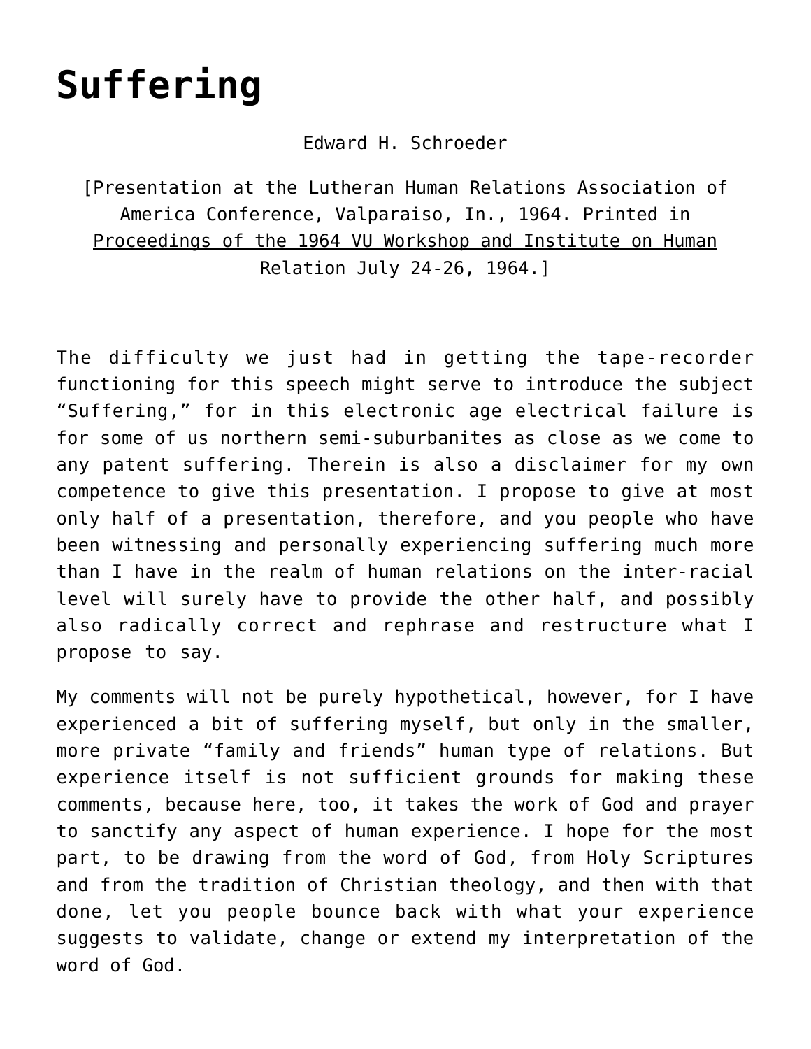# Suffering

Edward H. Schroeder

[Presentation at the Lutheran Human Relations Association of America Conference, Valparaiso, In., 1964. Printed in Proceedings of the 1964 VU Workshop and Institute on Human Relation July 24-26, 1964.]

The difficulty we just had in getting the tape-recorder functioning for this speech might serve to introduce the subject "Suffering," for in this electronic age electrical failure is for some of us northern semi-suburbanites as close as we come to any patent suffering. Therein is also a disclaimer for my own competence to give this presentation. I propose to give at most only half of a presentation, therefore, and you people who have been witnessing and personally experiencing suffering much more than I have in the realm of human relations on the inter-racial level will surely have to provide the other half, and possibly also radically correct and rephrase and restructure what I propose to say.

My comments will not be purely hypothetical, however, for I have experienced a bit of suffering myself, but only in the smaller, more private "family and friends" human type of relations. But experience itself is not sufficient grounds for making these comments, because here, too, it takes the work of God and prayer to sanctify any aspect of human experience. I hope for the most part, to be drawing from the word of God, from Holy Scriptures and from the tradition of Christian theology, and then with that done, let you people bounce back with what your experience suggests to validate, change or extend my interpretation of the word of God.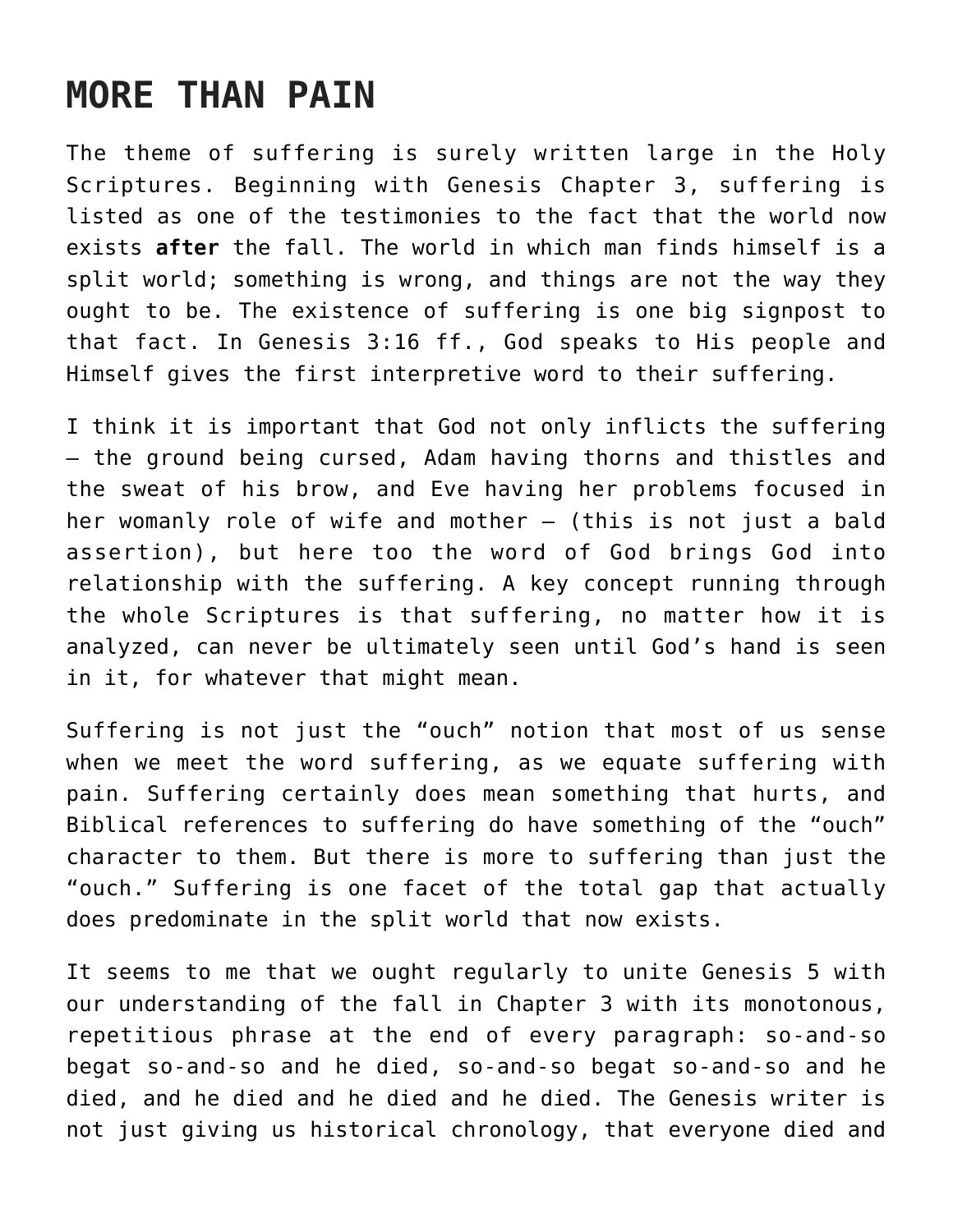# MORE THAN PAIN

The theme of suffering is surely written large in the Holy Scriptures. Beginning with Genesis Chapter 3, suffering is listed as one of the testimonies to the fact that the world now exists **after** the fall. The world in which man finds himself is a split world; something is wrong, and things are not the way they ought to be. The existence of suffering is one big signpost to that fact. In Genesis 3:16 ff., God speaks to His people and Himself gives the first interpretive word to their suffering.

I think it is important that God not only inflicts the suffering – the ground being cursed, Adam having thorns and thistles and the sweat of his brow, and Eve having her problems focused in her womanly role of wife and mother – (this is not just a bald assertion), but here too the word of God brings God into relationship with the suffering. A key concept running through the whole Scriptures is that suffering, no matter how it is analyzed, can never be ultimately seen until God's hand is seen in it, for whatever that might mean.

Suffering is not just the "ouch" notion that most of us sense when we meet the word suffering, as we equate suffering with pain. Suffering certainly does mean something that hurts, and Biblical references to suffering do have something of the "ouch" character to them. But there is more to suffering than just the "ouch." Suffering is one facet of the total gap that actually does predominate in the split world that now exists.

It seems to me that we ought regularly to unite Genesis 5 with our understanding of the fall in Chapter 3 with its monotonous, repetitious phrase at the end of every paragraph: so-and-so begat so-and-so and he died, so-and-so begat so-and-so and he died, and he died and he died and he died. The Genesis writer is not just giving us historical chronology, that everyone died and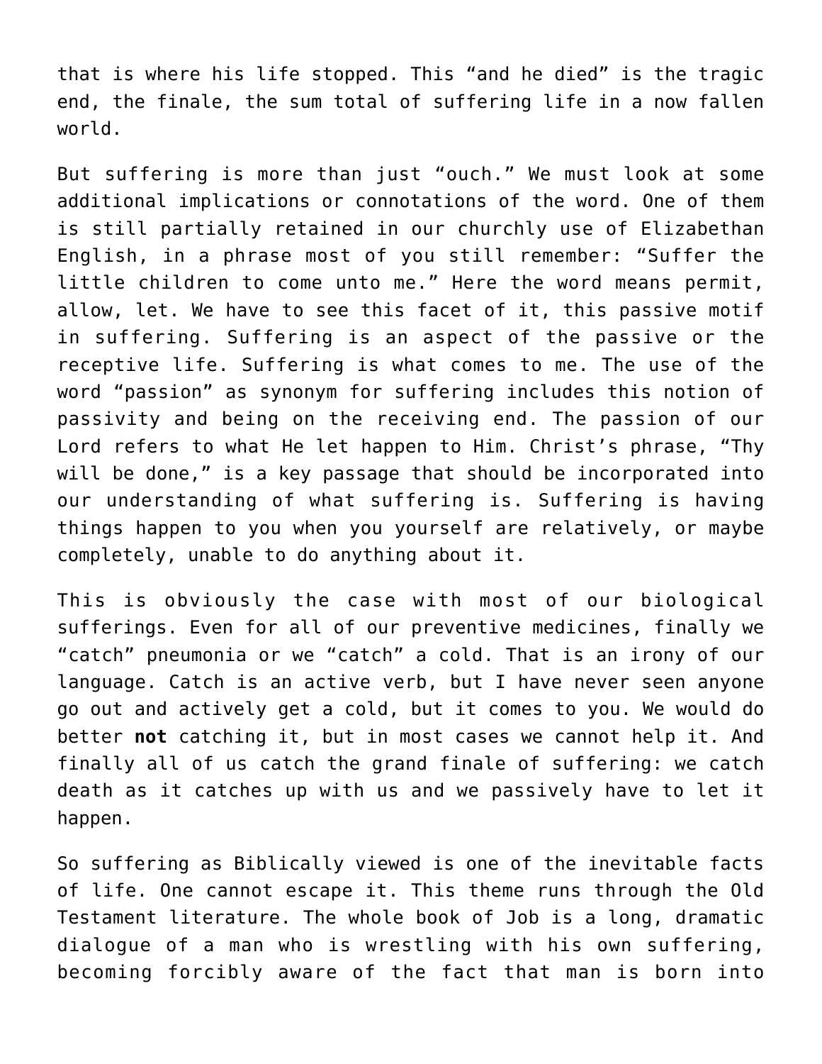that is where his life stopped. This “and he died” is the tragic end, the finale, the sum total of suffering life in a now fallen world.

But suffering is more than just “ouch.” We must look at some additional implications or connotations of the word. One of them is still partially retained in our churchly use of Elizabethan English, in a phrase most of you still remember: “Suffer the little children to come unto me.” Here the word means permit, allow, let. We have to see this facet of it, this passive motif in suffering. Suffering is an aspect of the passive or the receptive life. Suffering is what comes to me. The use of the word “passion” as synonym for suffering includes this notion of passivity and being on the receiving end. The passion of our Lord refers to what He let happen to Him. Christ’s phrase, “Thy will be done,” is a key passage that should be incorporated into our understanding of what suffering is. Suffering is having things happen to you when you yourself are relatively, or maybe completely, unable to do anything about it.

This is obviously the case with most of our biological sufferings. Even for all of our preventive medicines, finally we “catch” pneumonia or we “catch” a cold. That is an irony of our language. Catch is an active verb, but I have never seen anyone go out and actively get a cold, but it comes to you. We would do better **not** catching it, but in most cases we cannot help it. And finally all of us catch the grand finale of suffering: we catch death as it catches up with us and we passively have to let it happen.

So suffering as Biblically viewed is one of the inevitable facts of life. One cannot escape it. This theme runs through the Old Testament literature. The whole book of Job is a long, dramatic dialogue of a man who is wrestling with his own suffering, becoming forcibly aware of the fact that man is born into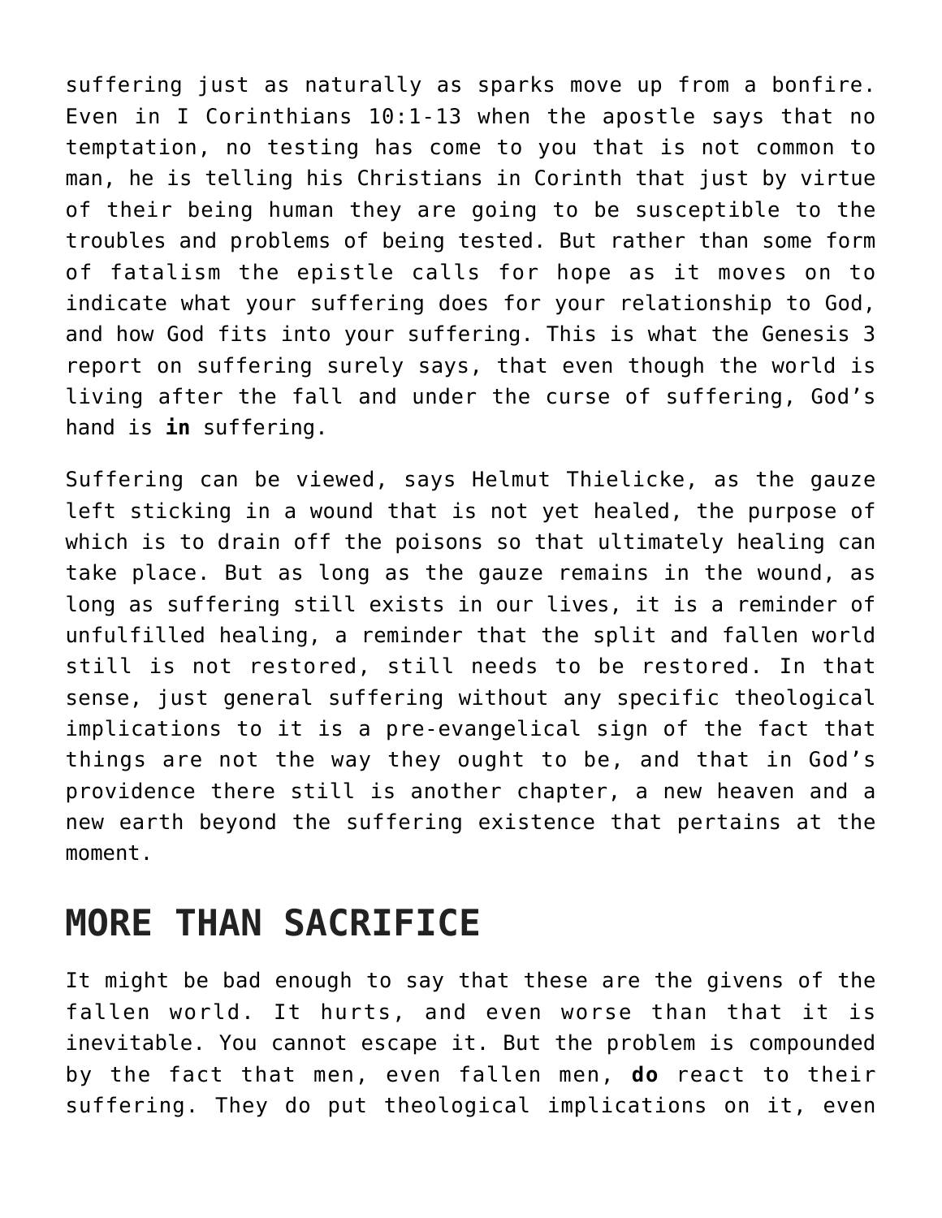suffering just as naturally as sparks move up from a bonfire. Even in I Corinthians 10:1-13 when the apostle says that no temptation, no testing has come to you that is not common to man, he is telling his Christians in Corinth that just by virtue of their being human they are going to be susceptible to the troubles and problems of being tested. But rather than some form of fatalism the epistle calls for hope as it moves on to indicate what your suffering does for your relationship to God, and how God fits into your suffering. This is what the Genesis 3 report on suffering surely says, that even though the world is living after the fall and under the curse of suffering, God's hand is **in** suffering.

Suffering can be viewed, says Helmut Thielicke, as the gauze left sticking in a wound that is not yet healed, the purpose of which is to drain off the poisons so that ultimately healing can take place. But as long as the gauze remains in the wound, as long as suffering still exists in our lives, it is a reminder of unfulfilled healing, a reminder that the split and fallen world still is not restored, still needs to be restored. In that sense, just general suffering without any specific theological implications to it is a pre-evangelical sign of the fact that things are not the way they ought to be, and that in God's providence there still is another chapter, a new heaven and a new earth beyond the suffering existence that pertains at the moment.

## MORE THAN SACRIFICE

It might be bad enough to say that these are the givens of the fallen world. It hurts, and even worse than that it is inevitable. You cannot escape it. But the problem is compounded by the fact that men, even fallen men, **do** react to their suffering. They do put theological implications on it, even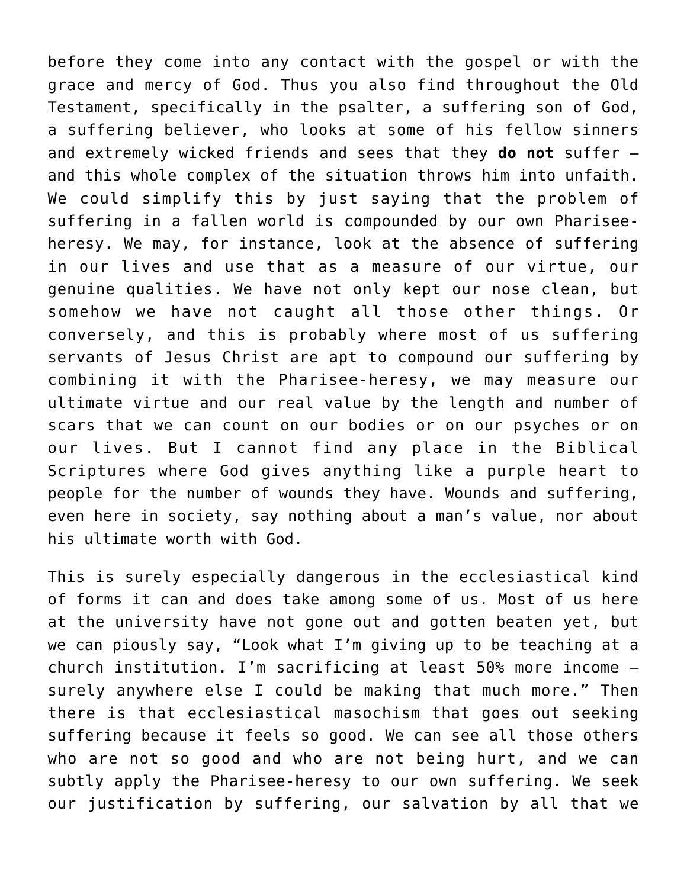before they come into any contact with the gospel or with the grace and mercy of God. Thus you also find throughout the Old Testament, specifically in the psalter, a suffering son of God, a suffering believer, who looks at some of his fellow sinners and extremely wicked friends and sees that they **do not** suffer – and this whole complex of the situation throws him into unfaith. We could simplify this by just saying that the problem of suffering in a fallen world is compounded by our own Pharisee-heresy. We may, for instance, look at the absence of suffering in our lives and use that as a measure of our virtue, our genuine qualities. We have not only kept our nose clean, but somehow we have not caught all those other things. Or conversely, and this is probably where most of us suffering servants of Jesus Christ are apt to compound our suffering by combining it with the Pharisee-heresy, we may measure our ultimate virtue and our real value by the length and number of scars that we can count on our bodies or on our psyches or on our lives. But I cannot find any place in the Biblical Scriptures where God gives anything like a purple heart to people for the number of wounds they have. Wounds and suffering, even here in society, say nothing about a man's value, nor about his ultimate worth with God.

This is surely especially dangerous in the ecclesiastical kind of forms it can and does take among some of us. Most of us here at the university have not gone out and gotten beaten yet, but we can piously say, "Look what I'm giving up to be teaching at a church institution. I'm sacrificing at least 50% more income – surely anywhere else I could be making that much more." Then there is that ecclesiastical masochism that goes out seeking suffering because it feels so good. We can see all those others who are not so good and who are not being hurt, and we can subtly apply the Pharisee-heresy to our own suffering. We seek our justification by suffering, our salvation by all that we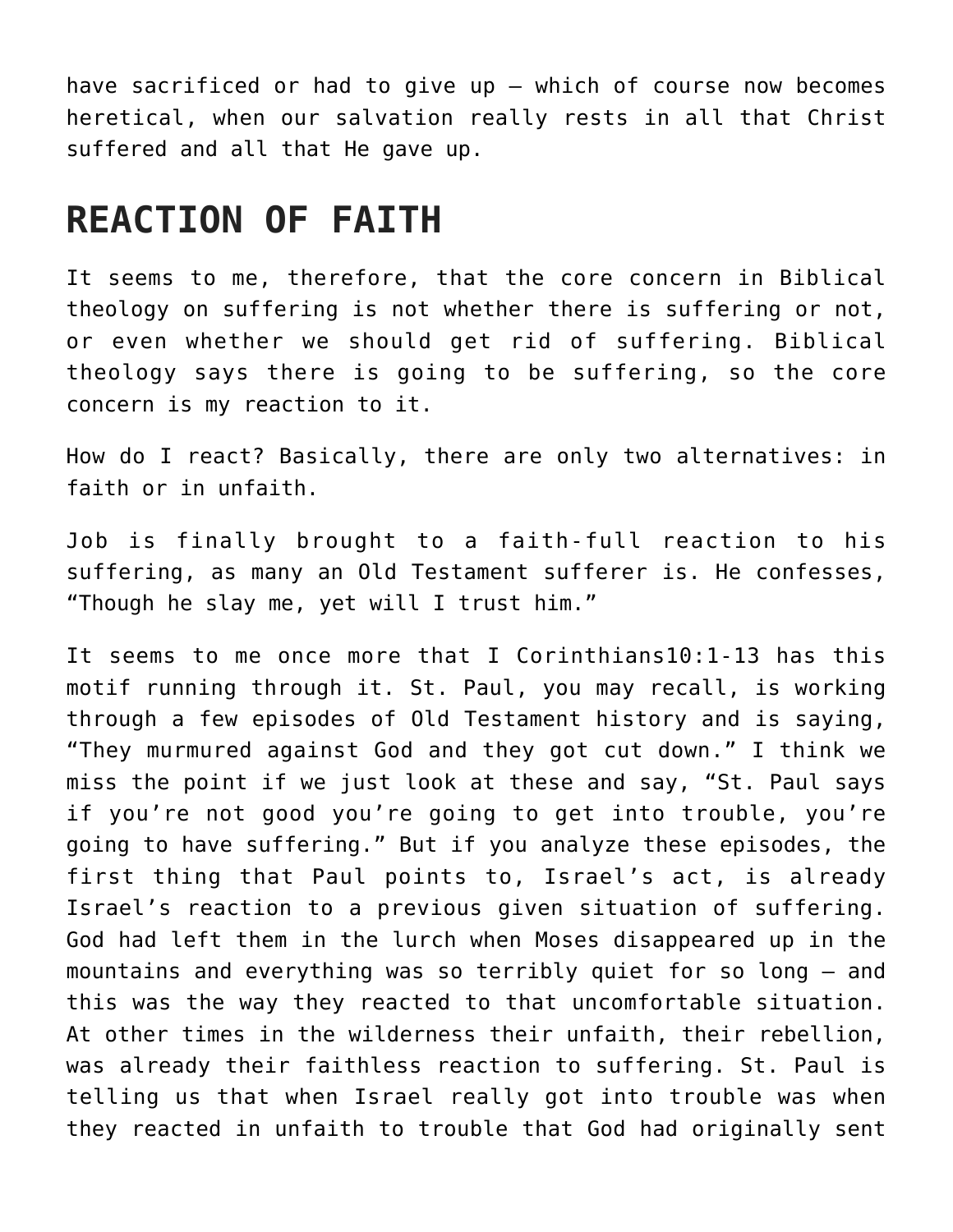have sacrificed or had to give up — which of course now becomes heretical, when our salvation really rests in all that Christ suffered and all that He gave up.

## REACTION OF FAITH

It seems to me, therefore, that the core concern in Biblical theology on suffering is not whether there is suffering or not, or even whether we should get rid of suffering. Biblical theology says there is going to be suffering, so the core concern is my reaction to it.

How do I react? Basically, there are only two alternatives: in faith or in unfaith.

Job is finally brought to a faith-full reaction to his suffering, as many an Old Testament sufferer is. He confesses, "Though he slay me, yet will I trust him."

It seems to me once more that I Corinthians10:1-13 has this motif running through it. St. Paul, you may recall, is working through a few episodes of Old Testament history and is saying, "They murmured against God and they got cut down." I think we miss the point if we just look at these and say, "St. Paul says if you're not good you're going to get into trouble, you're going to have suffering." But if you analyze these episodes, the first thing that Paul points to, Israel's act, is already Israel's reaction to a previous given situation of suffering. God had left them in the lurch when Moses disappeared up in the mountains and everything was so terribly quiet for so long — and this was the way they reacted to that uncomfortable situation. At other times in the wilderness their unfaith, their rebellion, was already their faithless reaction to suffering. St. Paul is telling us that when Israel really got into trouble was when they reacted in unfaith to trouble that God had originally sent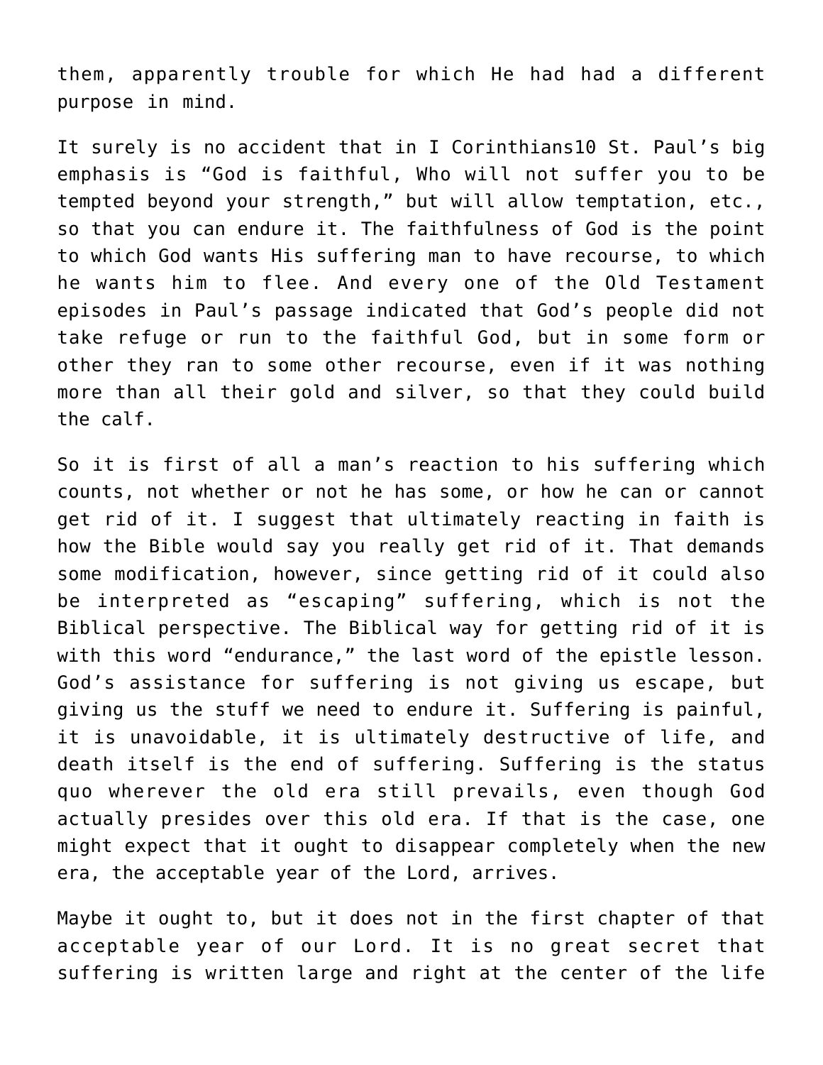them, apparently trouble for which He had had a different purpose in mind.

It surely is no accident that in I Corinthians10 St. Paul's big emphasis is "God is faithful, Who will not suffer you to be tempted beyond your strength," but will allow temptation, etc., so that you can endure it. The faithfulness of God is the point to which God wants His suffering man to have recourse, to which he wants him to flee. And every one of the Old Testament episodes in Paul's passage indicated that God's people did not take refuge or run to the faithful God, but in some form or other they ran to some other recourse, even if it was nothing more than all their gold and silver, so that they could build the calf.

So it is first of all a man's reaction to his suffering which counts, not whether or not he has some, or how he can or cannot get rid of it. I suggest that ultimately reacting in faith is how the Bible would say you really get rid of it. That demands some modification, however, since getting rid of it could also be interpreted as "escaping" suffering, which is not the Biblical perspective. The Biblical way for getting rid of it is with this word "endurance," the last word of the epistle lesson. God's assistance for suffering is not giving us escape, but giving us the stuff we need to endure it. Suffering is painful, it is unavoidable, it is ultimately destructive of life, and death itself is the end of suffering. Suffering is the status quo wherever the old era still prevails, even though God actually presides over this old era. If that is the case, one might expect that it ought to disappear completely when the new era, the acceptable year of the Lord, arrives.

Maybe it ought to, but it does not in the first chapter of that acceptable year of our Lord. It is no great secret that suffering is written large and right at the center of the life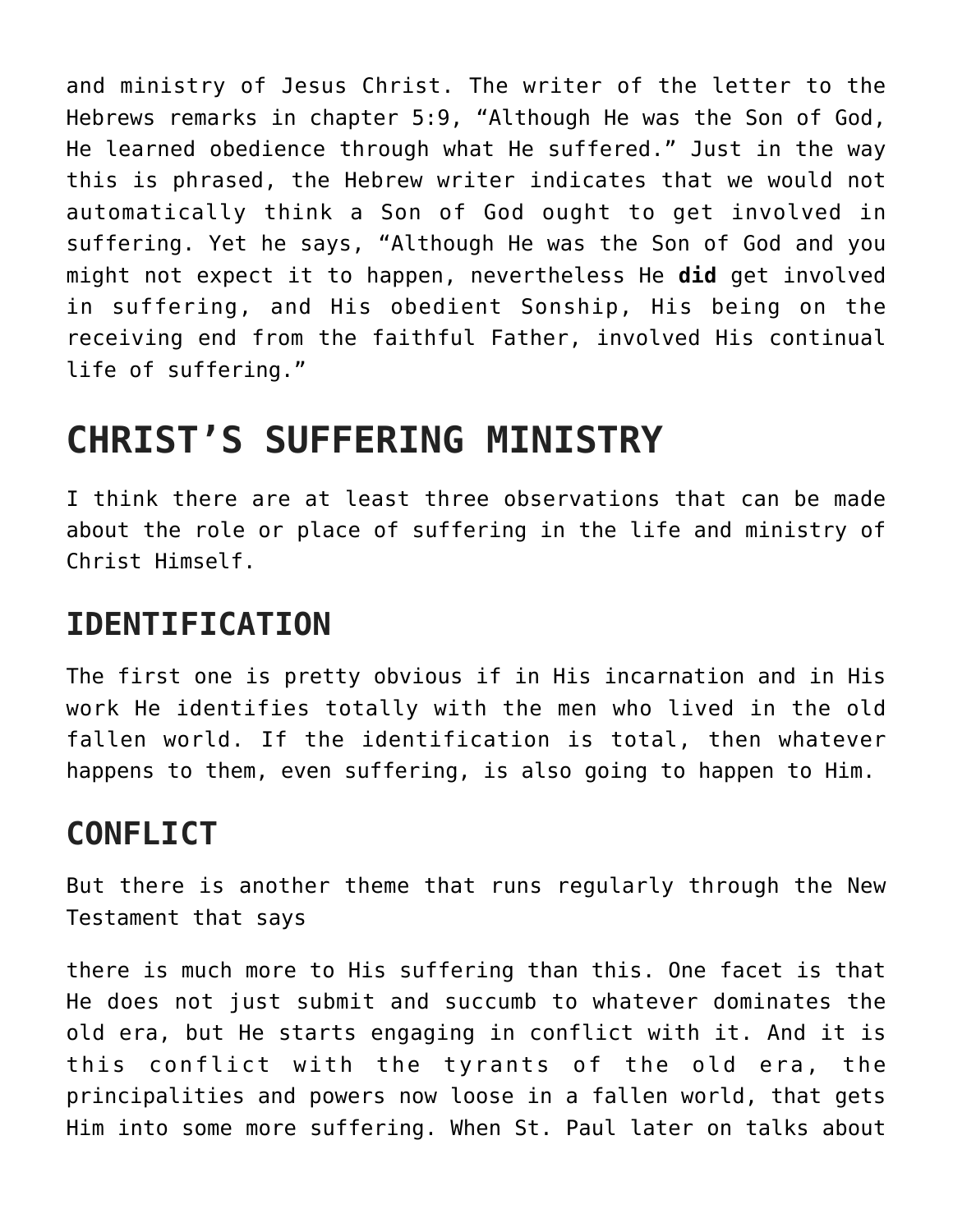and ministry of Jesus Christ. The writer of the letter to the Hebrews remarks in chapter 5:9, “Although He was the Son of God, He learned obedience through what He suffered.” Just in the way this is phrased, the Hebrew writer indicates that we would not automatically think a Son of God ought to get involved in suffering. Yet he says, “Although He was the Son of God and you might not expect it to happen, nevertheless He **did** get involved in suffering, and His obedient Sonship, His being on the receiving end from the faithful Father, involved His continual life of suffering.”

# CHRIST’S SUFFERING MINISTRY

I think there are at least three observations that can be made about the role or place of suffering in the life and ministry of Christ Himself.

## IDENTIFICATION

The first one is pretty obvious if in His incarnation and in His work He identifies totally with the men who lived in the old fallen world. If the identification is total, then whatever happens to them, even suffering, is also going to happen to Him.

## CONFLICT

But there is another theme that runs regularly through the New Testament that says

there is much more to His suffering than this. One facet is that He does not just submit and succumb to whatever dominates the old era, but He starts engaging in conflict with it. And it is this conflict with the tyrants of the old era, the principalities and powers now loose in a fallen world, that gets Him into some more suffering. When St. Paul later on talks about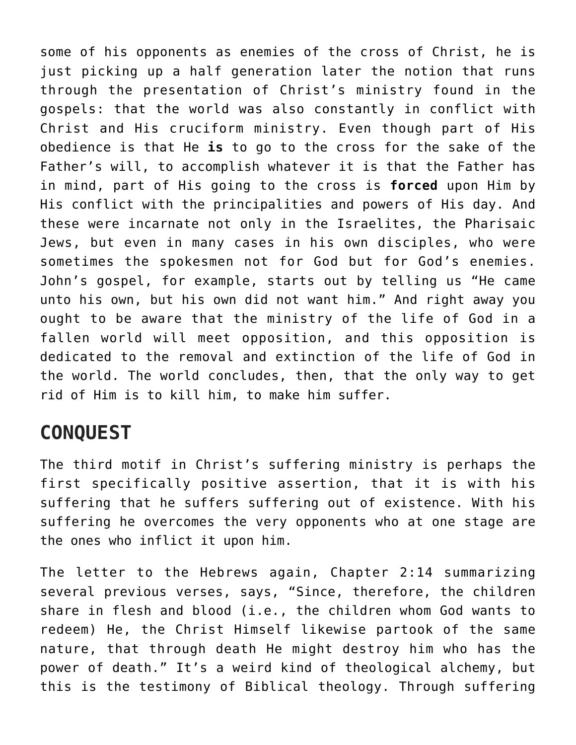some of his opponents as enemies of the cross of Christ, he is just picking up a half generation later the notion that runs through the presentation of Christ's ministry found in the gospels: that the world was also constantly in conflict with Christ and His cruciform ministry. Even though part of His obedience is that He **is** to go to the cross for the sake of the Father's will, to accomplish whatever it is that the Father has in mind, part of His going to the cross is **forced** upon Him by His conflict with the principalities and powers of His day. And these were incarnate not only in the Israelites, the Pharisaic Jews, but even in many cases in his own disciples, who were sometimes the spokesmen not for God but for God's enemies. John's gospel, for example, starts out by telling us "He came unto his own, but his own did not want him." And right away you ought to be aware that the ministry of the life of God in a fallen world will meet opposition, and this opposition is dedicated to the removal and extinction of the life of God in the world. The world concludes, then, that the only way to get rid of Him is to kill him, to make him suffer.

## CONQUEST

The third motif in Christ's suffering ministry is perhaps the first specifically positive assertion, that it is with his suffering that he suffers suffering out of existence. With his suffering he overcomes the very opponents who at one stage are the ones who inflict it upon him.

The letter to the Hebrews again, Chapter 2:14 summarizing several previous verses, says, "Since, therefore, the children share in flesh and blood (i.e., the children whom God wants to redeem) He, the Christ Himself likewise partook of the same nature, that through death He might destroy him who has the power of death." It's a weird kind of theological alchemy, but this is the testimony of Biblical theology. Through suffering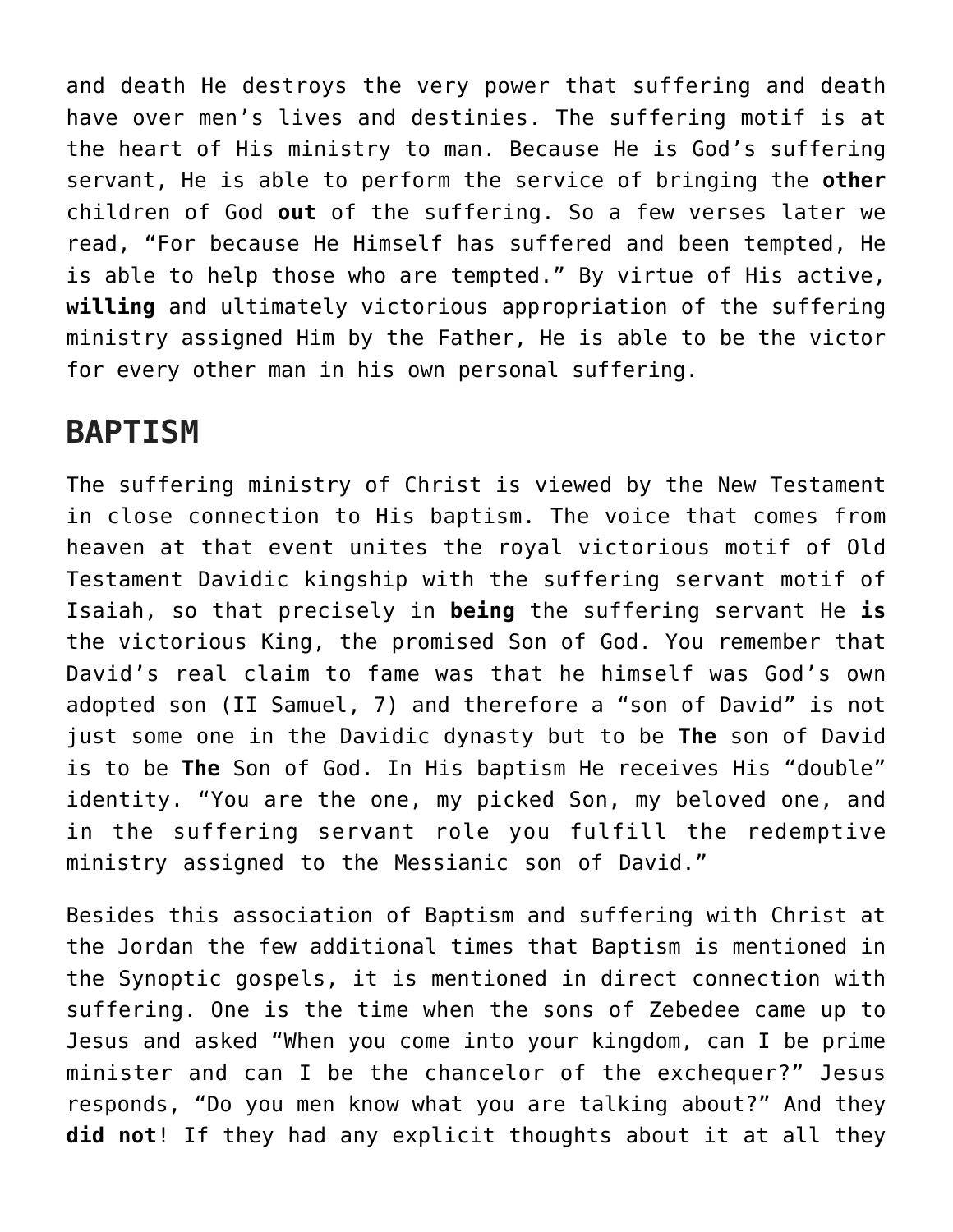and death He destroys the very power that suffering and death have over men's lives and destinies. The suffering motif is at the heart of His ministry to man. Because He is God's suffering servant, He is able to perform the service of bringing the **other** children of God **out** of the suffering. So a few verses later we read, "For because He Himself has suffered and been tempted, He is able to help those who are tempted." By virtue of His active, **willing** and ultimately victorious appropriation of the suffering ministry assigned Him by the Father, He is able to be the victor for every other man in his own personal suffering.

## BAPTISM

The suffering ministry of Christ is viewed by the New Testament in close connection to His baptism. The voice that comes from heaven at that event unites the royal victorious motif of Old Testament Davidic kingship with the suffering servant motif of Isaiah, so that precisely in **being** the suffering servant He **is** the victorious King, the promised Son of God. You remember that David's real claim to fame was that he himself was God's own adopted son (II Samuel, 7) and therefore a "son of David" is not just some one in the Davidic dynasty but to be **The** son of David is to be **The** Son of God. In His baptism He receives His "double" identity. "You are the one, my picked Son, my beloved one, and in the suffering servant role you fulfill the redemptive ministry assigned to the Messianic son of David."

Besides this association of Baptism and suffering with Christ at the Jordan the few additional times that Baptism is mentioned in the Synoptic gospels, it is mentioned in direct connection with suffering. One is the time when the sons of Zebedee came up to Jesus and asked "When you come into your kingdom, can I be prime minister and can I be the chancelor of the exchequer?" Jesus responds, "Do you men know what you are talking about?" And they **did not**! If they had any explicit thoughts about it at all they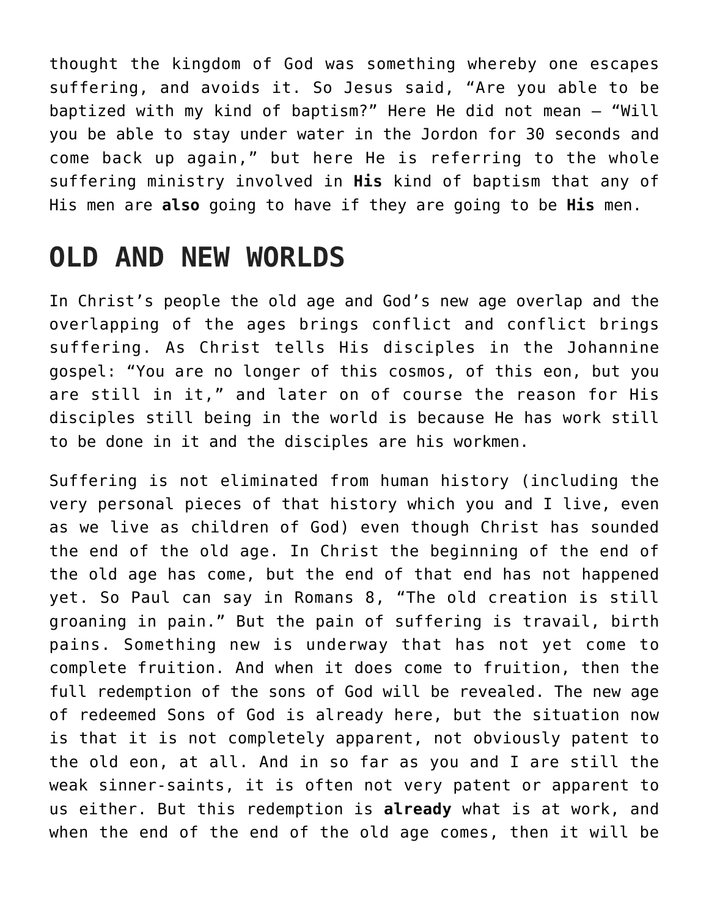thought the kingdom of God was something whereby one escapes suffering, and avoids it. So Jesus said, "Are you able to be baptized with my kind of baptism?" Here He did not mean – "Will you be able to stay under water in the Jordon for 30 seconds and come back up again," but here He is referring to the whole suffering ministry involved in **His** kind of baptism that any of His men are **also** going to have if they are going to be **His** men.

## OLD AND NEW WORLDS

In Christ's people the old age and God's new age overlap and the overlapping of the ages brings conflict and conflict brings suffering. As Christ tells His disciples in the Johannine gospel: "You are no longer of this cosmos, of this eon, but you are still in it," and later on of course the reason for His disciples still being in the world is because He has work still to be done in it and the disciples are his workmen.

Suffering is not eliminated from human history (including the very personal pieces of that history which you and I live, even as we live as children of God) even though Christ has sounded the end of the old age. In Christ the beginning of the end of the old age has come, but the end of that end has not happened yet. So Paul can say in Romans 8, "The old creation is still groaning in pain." But the pain of suffering is travail, birth pains. Something new is underway that has not yet come to complete fruition. And when it does come to fruition, then the full redemption of the sons of God will be revealed. The new age of redeemed Sons of God is already here, but the situation now is that it is not completely apparent, not obviously patent to the old eon, at all. And in so far as you and I are still the weak sinner-saints, it is often not very patent or apparent to us either. But this redemption is **already** what is at work, and when the end of the end of the old age comes, then it will be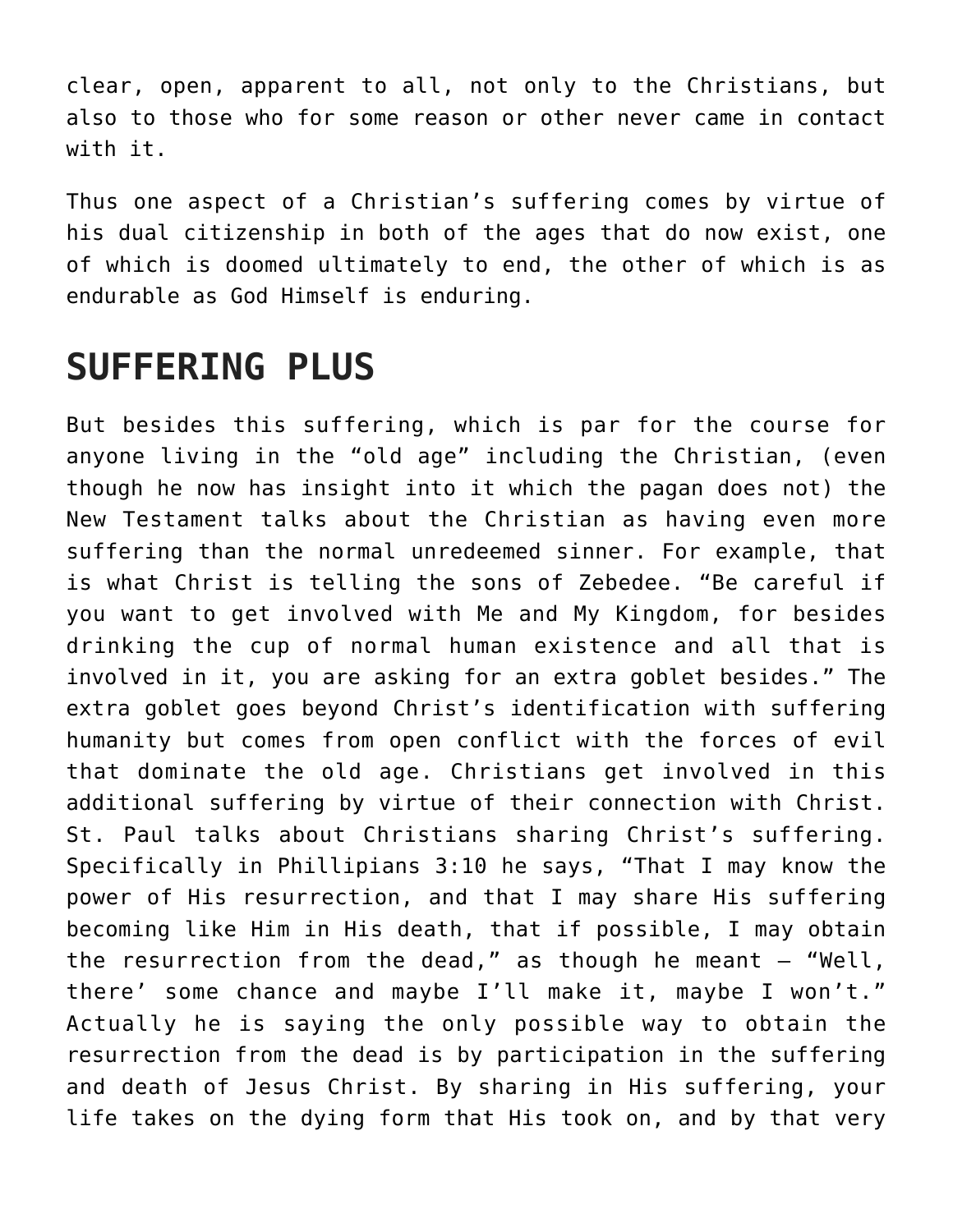clear, open, apparent to all, not only to the Christians, but also to those who for some reason or other never came in contact with it.

Thus one aspect of a Christian’s suffering comes by virtue of his dual citizenship in both of the ages that do now exist, one of which is doomed ultimately to end, the other of which is as endurable as God Himself is enduring.

## SUFFERING PLUS

But besides this suffering, which is par for the course for anyone living in the “old age” including the Christian, (even though he now has insight into it which the pagan does not) the New Testament talks about the Christian as having even more suffering than the normal unredeemed sinner. For example, that is what Christ is telling the sons of Zebedee. “Be careful if you want to get involved with Me and My Kingdom, for besides drinking the cup of normal human existence and all that is involved in it, you are asking for an extra goblet besides.” The extra goblet goes beyond Christ’s identification with suffering humanity but comes from open conflict with the forces of evil that dominate the old age. Christians get involved in this additional suffering by virtue of their connection with Christ. St. Paul talks about Christians sharing Christ’s suffering. Specifically in Phillipians 3:10 he says, “That I may know the power of His resurrection, and that I may share His suffering becoming like Him in His death, that if possible, I may obtain the resurrection from the dead,” as though he meant – “Well, there’ some chance and maybe I’ll make it, maybe I won’t.” Actually he is saying the only possible way to obtain the resurrection from the dead is by participation in the suffering and death of Jesus Christ. By sharing in His suffering, your life takes on the dying form that His took on, and by that very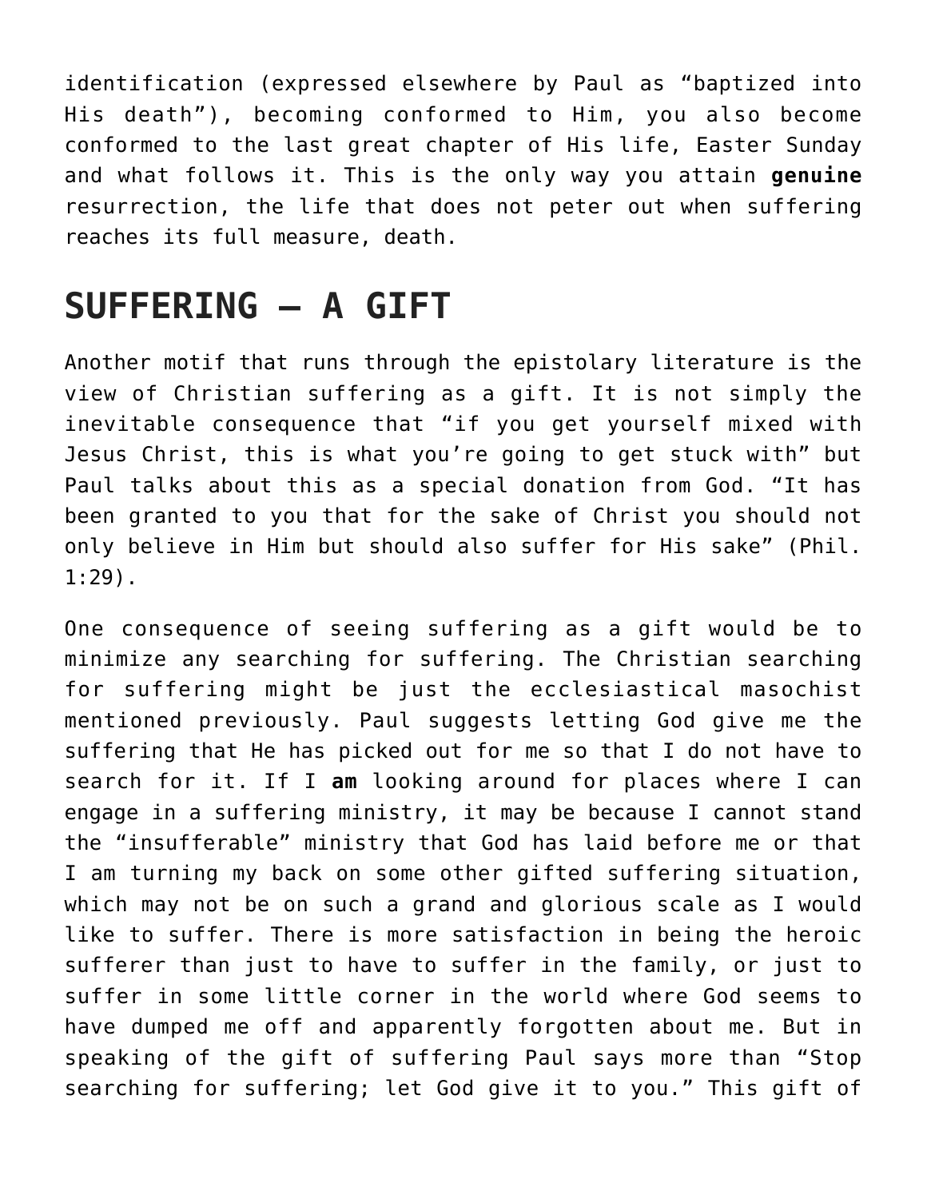identification (expressed elsewhere by Paul as "baptized into His death"), becoming conformed to Him, you also become conformed to the last great chapter of His life, Easter Sunday and what follows it. This is the only way you attain **genuine** resurrection, the life that does not peter out when suffering reaches its full measure, death.

## SUFFERING – A GIFT

Another motif that runs through the epistolary literature is the view of Christian suffering as a gift. It is not simply the inevitable consequence that "if you get yourself mixed with Jesus Christ, this is what you're going to get stuck with" but Paul talks about this as a special donation from God. "It has been granted to you that for the sake of Christ you should not only believe in Him but should also suffer for His sake" (Phil. 1:29).

One consequence of seeing suffering as a gift would be to minimize any searching for suffering. The Christian searching for suffering might be just the ecclesiastical masochist mentioned previously. Paul suggests letting God give me the suffering that He has picked out for me so that I do not have to search for it. If I **am** looking around for places where I can engage in a suffering ministry, it may be because I cannot stand the "insufferable" ministry that God has laid before me or that I am turning my back on some other gifted suffering situation, which may not be on such a grand and glorious scale as I would like to suffer. There is more satisfaction in being the heroic sufferer than just to have to suffer in the family, or just to suffer in some little corner in the world where God seems to have dumped me off and apparently forgotten about me. But in speaking of the gift of suffering Paul says more than "Stop searching for suffering; let God give it to you." This gift of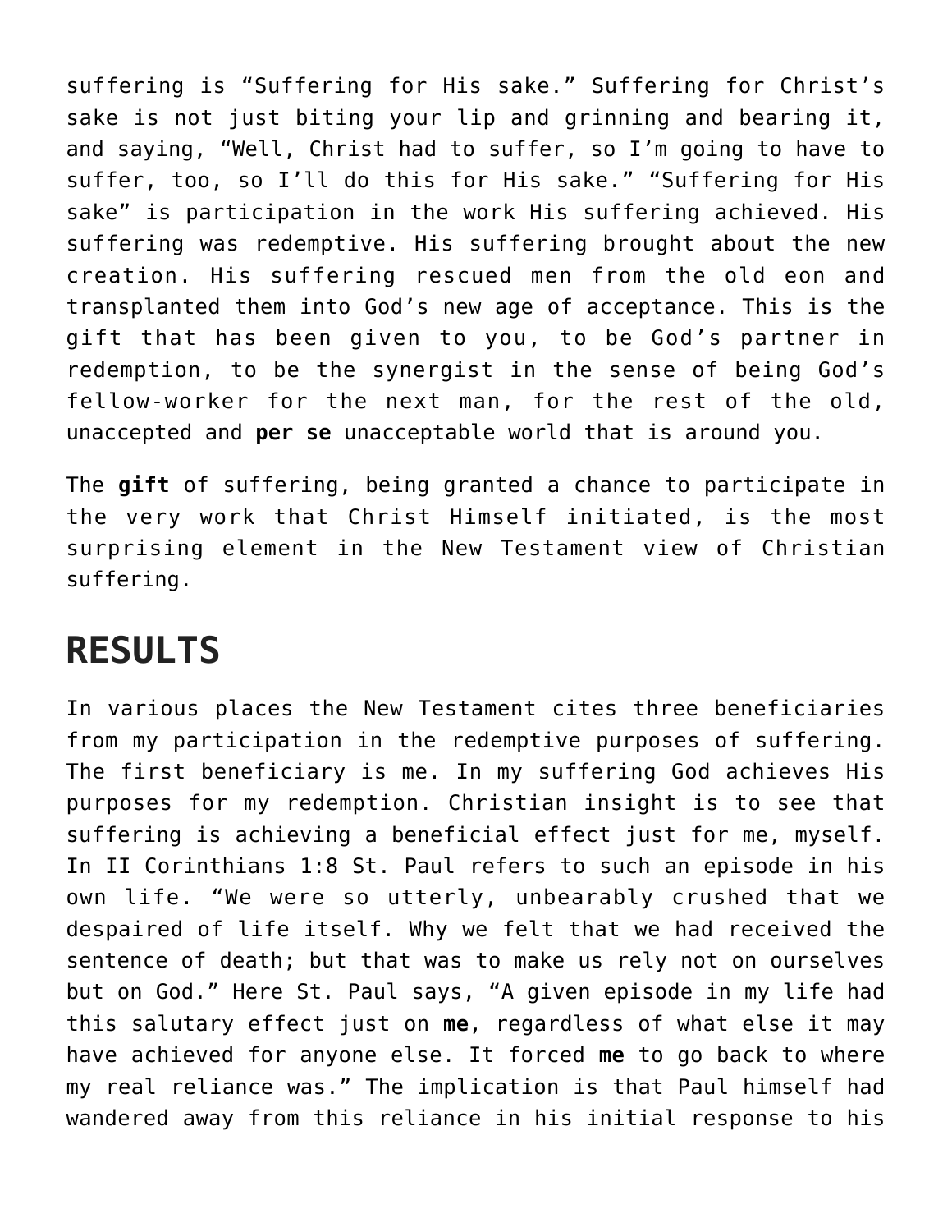suffering is "Suffering for His sake." Suffering for Christ's sake is not just biting your lip and grinning and bearing it, and saying, "Well, Christ had to suffer, so I'm going to have to suffer, too, so I'll do this for His sake." "Suffering for His sake" is participation in the work His suffering achieved. His suffering was redemptive. His suffering brought about the new creation. His suffering rescued men from the old eon and transplanted them into God's new age of acceptance. This is the gift that has been given to you, to be God's partner in redemption, to be the synergist in the sense of being God's fellow-worker for the next man, for the rest of the old, unaccepted and **per se** unacceptable world that is around you.

The **gift** of suffering, being granted a chance to participate in the very work that Christ Himself initiated, is the most surprising element in the New Testament view of Christian suffering.

## RESULTS

In various places the New Testament cites three beneficiaries from my participation in the redemptive purposes of suffering. The first beneficiary is me. In my suffering God achieves His purposes for my redemption. Christian insight is to see that suffering is achieving a beneficial effect just for me, myself. In II Corinthians 1:8 St. Paul refers to such an episode in his own life. "We were so utterly, unbearably crushed that we despaired of life itself. Why we felt that we had received the sentence of death; but that was to make us rely not on ourselves but on God." Here St. Paul says, "A given episode in my life had this salutary effect just on **me**, regardless of what else it may have achieved for anyone else. It forced **me** to go back to where my real reliance was." The implication is that Paul himself had wandered away from this reliance in his initial response to his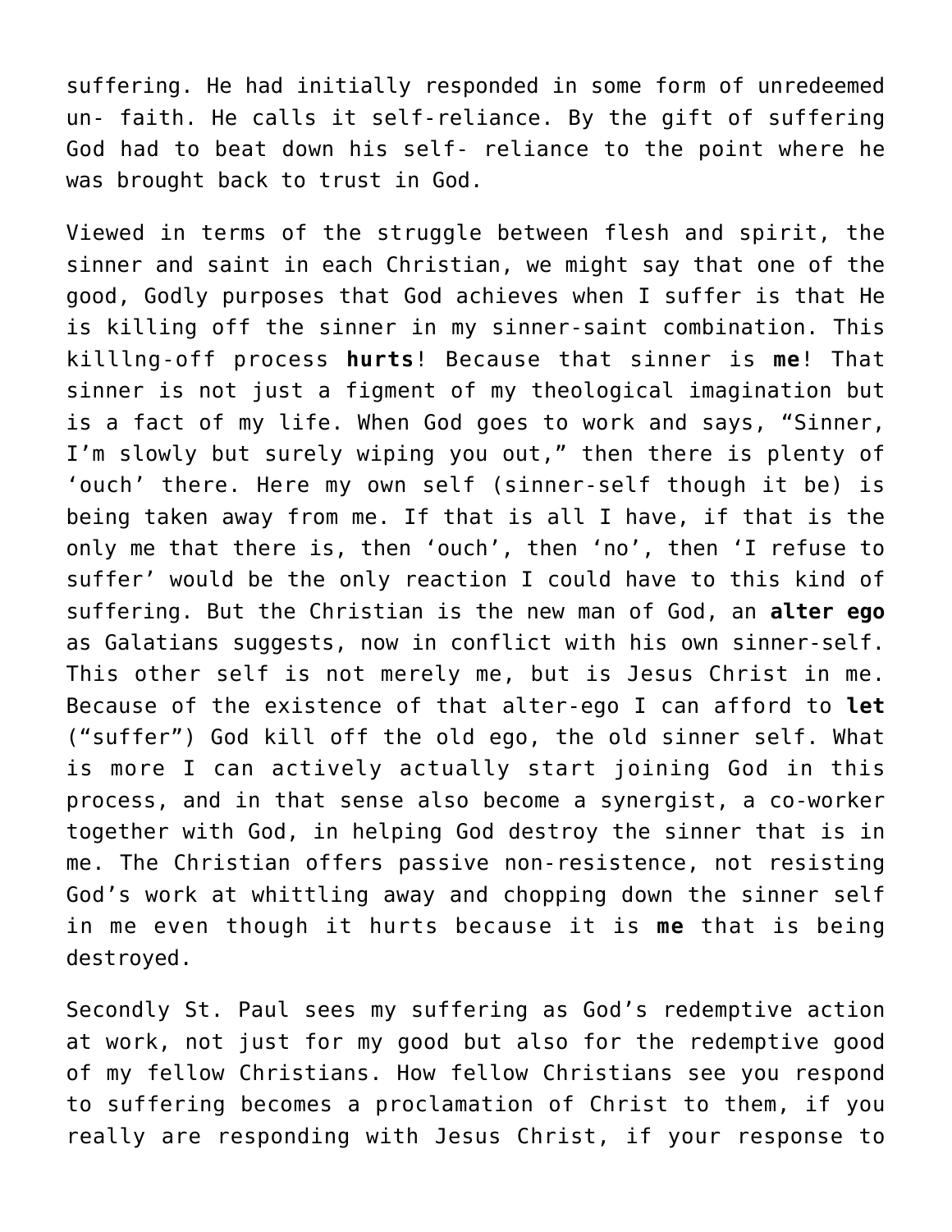suffering. He had initially responded in some form of unredeemed un- faith. He calls it self-reliance. By the gift of suffering God had to beat down his self- reliance to the point where he was brought back to trust in God.

Viewed in terms of the struggle between flesh and spirit, the sinner and saint in each Christian, we might say that one of the good, Godly purposes that God achieves when I suffer is that He is killing off the sinner in my sinner-saint combination. This killlng-off process **hurts**! Because that sinner is **me**! That sinner is not just a figment of my theological imagination but is a fact of my life. When God goes to work and says, "Sinner, I'm slowly but surely wiping you out," then there is plenty of 'ouch' there. Here my own self (sinner-self though it be) is being taken away from me. If that is all I have, if that is the only me that there is, then 'ouch', then 'no', then 'I refuse to suffer' would be the only reaction I could have to this kind of suffering. But the Christian is the new man of God, an **alter ego** as Galatians suggests, now in conflict with his own sinner-self. This other self is not merely me, but is Jesus Christ in me. Because of the existence of that alter-ego I can afford to **let** ("suffer") God kill off the old ego, the old sinner self. What is more I can actively actually start joining God in this process, and in that sense also become a synergist, a co-worker together with God, in helping God destroy the sinner that is in me. The Christian offers passive non-resistence, not resisting God's work at whittling away and chopping down the sinner self in me even though it hurts because it is **me** that is being destroyed.

Secondly St. Paul sees my suffering as God's redemptive action at work, not just for my good but also for the redemptive good of my fellow Christians. How fellow Christians see you respond to suffering becomes a proclamation of Christ to them, if you really are responding with Jesus Christ, if your response to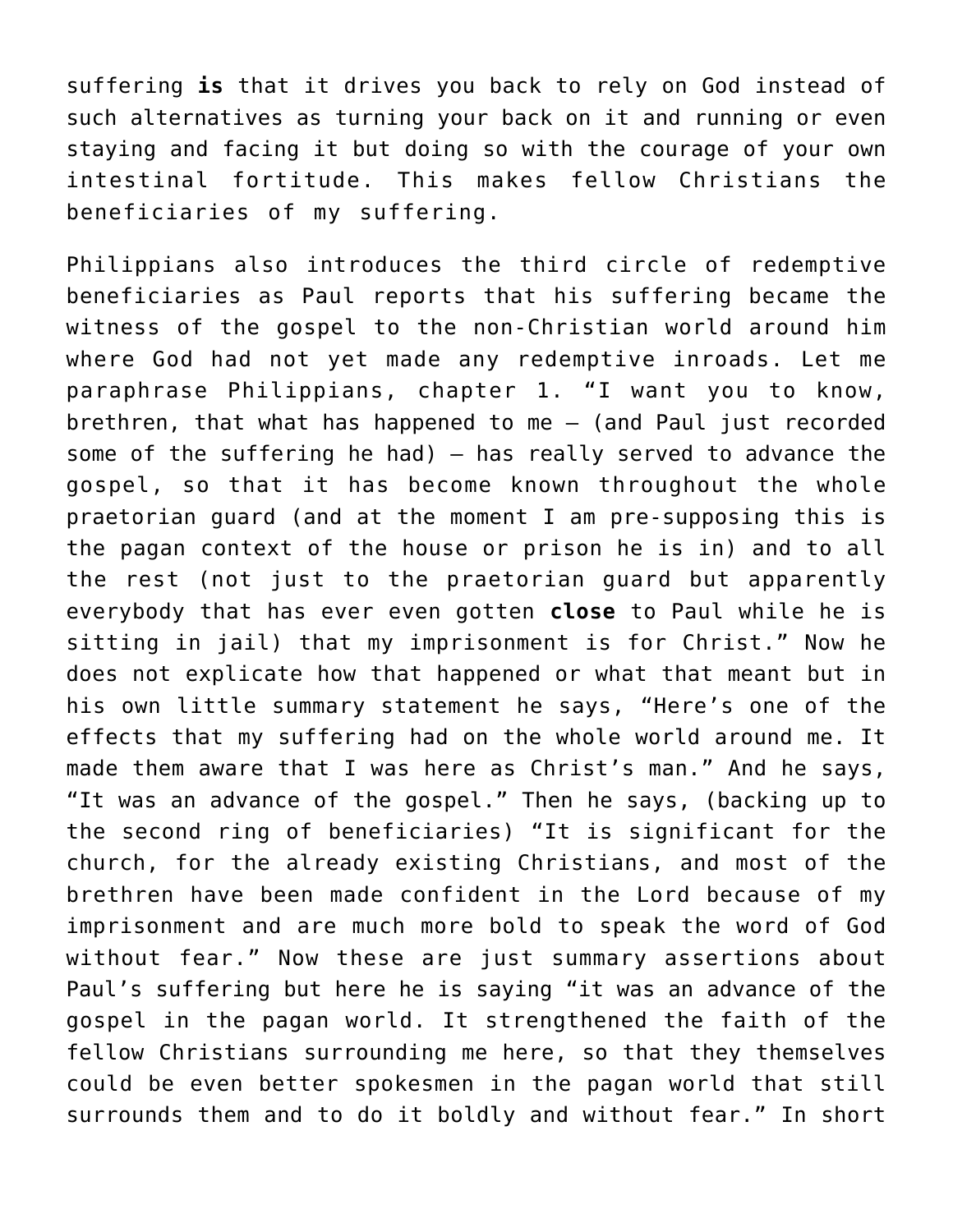suffering **is** that it drives you back to rely on God instead of such alternatives as turning your back on it and running or even staying and facing it but doing so with the courage of your own intestinal fortitude. This makes fellow Christians the beneficiaries of my suffering.

Philippians also introduces the third circle of redemptive beneficiaries as Paul reports that his suffering became the witness of the gospel to the non-Christian world around him where God had not yet made any redemptive inroads. Let me paraphrase Philippians, chapter 1. "I want you to know, brethren, that what has happened to me – (and Paul just recorded some of the suffering he had) – has really served to advance the gospel, so that it has become known throughout the whole praetorian guard (and at the moment I am pre-supposing this is the pagan context of the house or prison he is in) and to all the rest (not just to the praetorian guard but apparently everybody that has ever even gotten **close** to Paul while he is sitting in jail) that my imprisonment is for Christ." Now he does not explicate how that happened or what that meant but in his own little summary statement he says, "Here's one of the effects that my suffering had on the whole world around me. It made them aware that I was here as Christ's man." And he says, "It was an advance of the gospel." Then he says, (backing up to the second ring of beneficiaries) "It is significant for the church, for the already existing Christians, and most of the brethren have been made confident in the Lord because of my imprisonment and are much more bold to speak the word of God without fear." Now these are just summary assertions about Paul's suffering but here he is saying "it was an advance of the gospel in the pagan world. It strengthened the faith of the fellow Christians surrounding me here, so that they themselves could be even better spokesmen in the pagan world that still surrounds them and to do it boldly and without fear." In short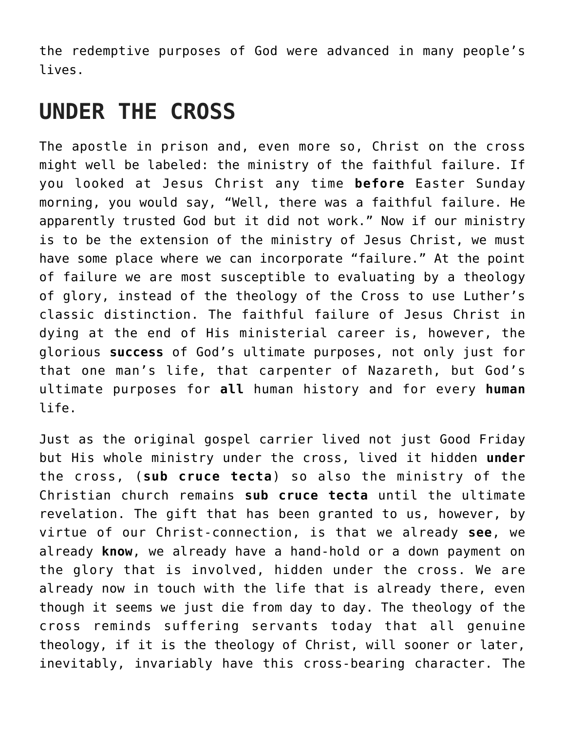the redemptive purposes of God were advanced in many people's lives.

## UNDER THE CROSS

The apostle in prison and, even more so, Christ on the cross might well be labeled: the ministry of the faithful failure. If you looked at Jesus Christ any time **before** Easter Sunday morning, you would say, "Well, there was a faithful failure. He apparently trusted God but it did not work." Now if our ministry is to be the extension of the ministry of Jesus Christ, we must have some place where we can incorporate "failure." At the point of failure we are most susceptible to evaluating by a theology of glory, instead of the theology of the Cross to use Luther's classic distinction. The faithful failure of Jesus Christ in dying at the end of His ministerial career is, however, the glorious **success** of God's ultimate purposes, not only just for that one man's life, that carpenter of Nazareth, but God's ultimate purposes for **all** human history and for every **human** life.

Just as the original gospel carrier lived not just Good Friday but His whole ministry under the cross, lived it hidden **under** the cross, (**sub cruce tecta**) so also the ministry of the Christian church remains **sub cruce tecta** until the ultimate revelation. The gift that has been granted to us, however, by virtue of our Christ-connection, is that we already **see**, we already **know**, we already have a hand-hold or a down payment on the glory that is involved, hidden under the cross. We are already now in touch with the life that is already there, even though it seems we just die from day to day. The theology of the cross reminds suffering servants today that all genuine theology, if it is the theology of Christ, will sooner or later, inevitably, invariably have this cross-bearing character. The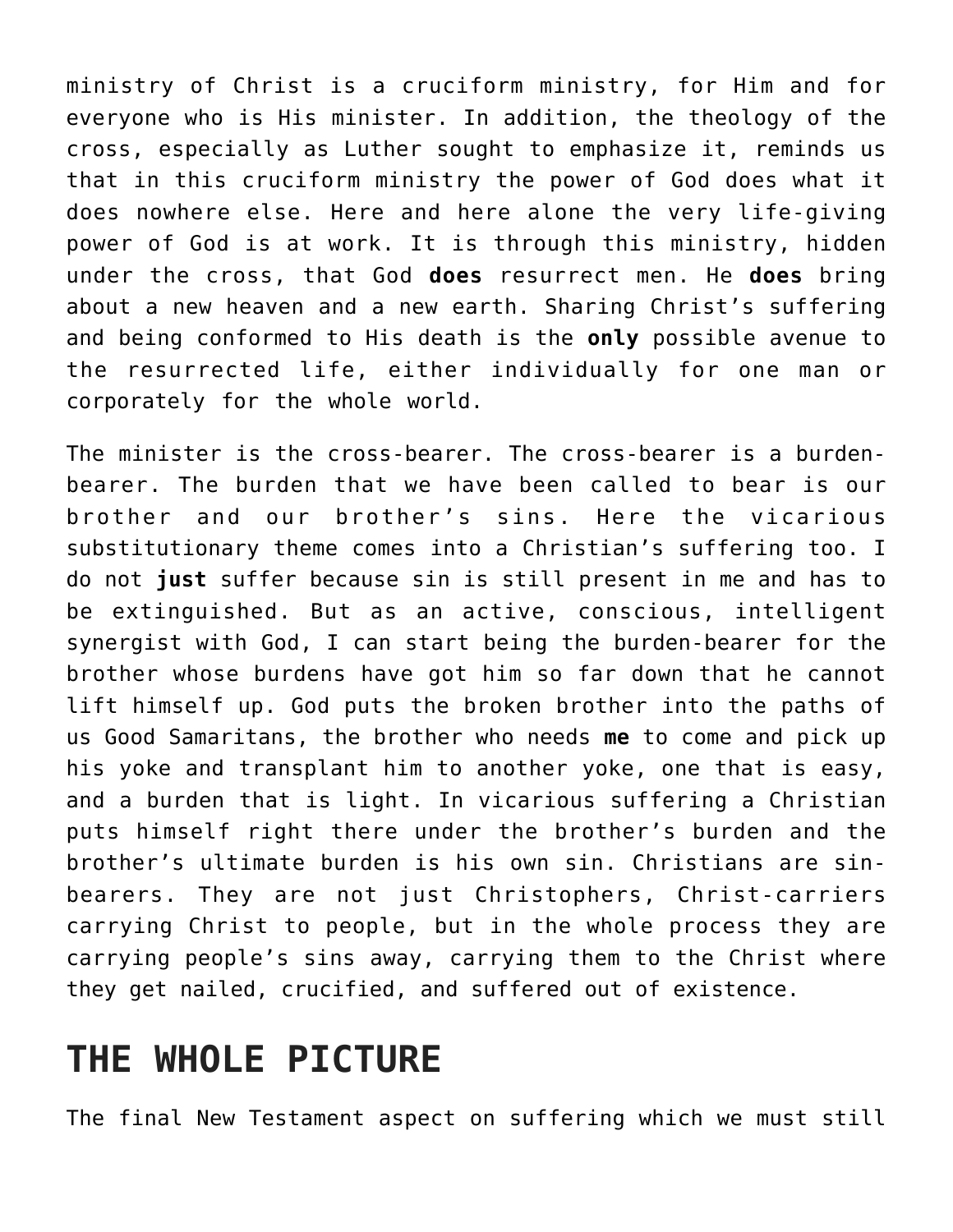ministry of Christ is a cruciform ministry, for Him and for everyone who is His minister. In addition, the theology of the cross, especially as Luther sought to emphasize it, reminds us that in this cruciform ministry the power of God does what it does nowhere else. Here and here alone the very life-giving power of God is at work. It is through this ministry, hidden under the cross, that God **does** resurrect men. He **does** bring about a new heaven and a new earth. Sharing Christ's suffering and being conformed to His death is the **only** possible avenue to the resurrected life, either individually for one man or corporately for the whole world.

The minister is the cross-bearer. The cross-bearer is a burden-bearer. The burden that we have been called to bear is our brother and our brother's sins. Here the vicarious substitutionary theme comes into a Christian's suffering too. I do not **just** suffer because sin is still present in me and has to be extinguished. But as an active, conscious, intelligent synergist with God, I can start being the burden-bearer for the brother whose burdens have got him so far down that he cannot lift himself up. God puts the broken brother into the paths of us Good Samaritans, the brother who needs **me** to come and pick up his yoke and transplant him to another yoke, one that is easy, and a burden that is light. In vicarious suffering a Christian puts himself right there under the brother's burden and the brother's ultimate burden is his own sin. Christians are sin-bearers. They are not just Christophers, Christ-carriers carrying Christ to people, but in the whole process they are carrying people's sins away, carrying them to the Christ where they get nailed, crucified, and suffered out of existence.

## THE WHOLE PICTURE

The final New Testament aspect on suffering which we must still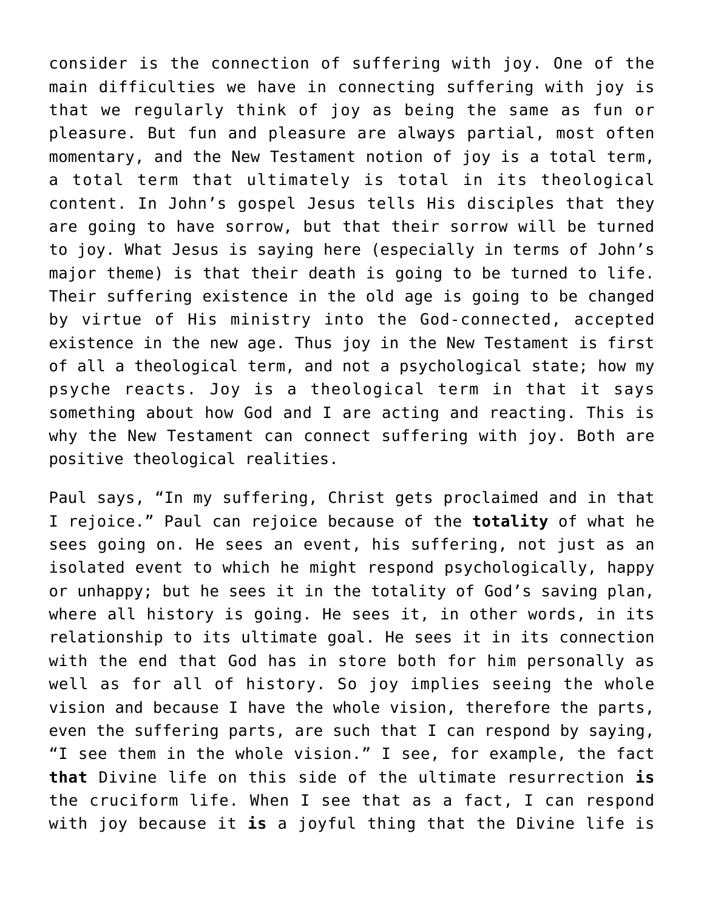consider is the connection of suffering with joy. One of the main difficulties we have in connecting suffering with joy is that we regularly think of joy as being the same as fun or pleasure. But fun and pleasure are always partial, most often momentary, and the New Testament notion of joy is a total term, a total term that ultimately is total in its theological content. In John's gospel Jesus tells His disciples that they are going to have sorrow, but that their sorrow will be turned to joy. What Jesus is saying here (especially in terms of John's major theme) is that their death is going to be turned to life. Their suffering existence in the old age is going to be changed by virtue of His ministry into the God-connected, accepted existence in the new age. Thus joy in the New Testament is first of all a theological term, and not a psychological state; how my psyche reacts. Joy is a theological term in that it says something about how God and I are acting and reacting. This is why the New Testament can connect suffering with joy. Both are positive theological realities.

Paul says, "In my suffering, Christ gets proclaimed and in that I rejoice." Paul can rejoice because of the **totality** of what he sees going on. He sees an event, his suffering, not just as an isolated event to which he might respond psychologically, happy or unhappy; but he sees it in the totality of God's saving plan, where all history is going. He sees it, in other words, in its relationship to its ultimate goal. He sees it in its connection with the end that God has in store both for him personally as well as for all of history. So joy implies seeing the whole vision and because I have the whole vision, therefore the parts, even the suffering parts, are such that I can respond by saying, "I see them in the whole vision." I see, for example, the fact **that** Divine life on this side of the ultimate resurrection **is** the cruciform life. When I see that as a fact, I can respond with joy because it **is** a joyful thing that the Divine life is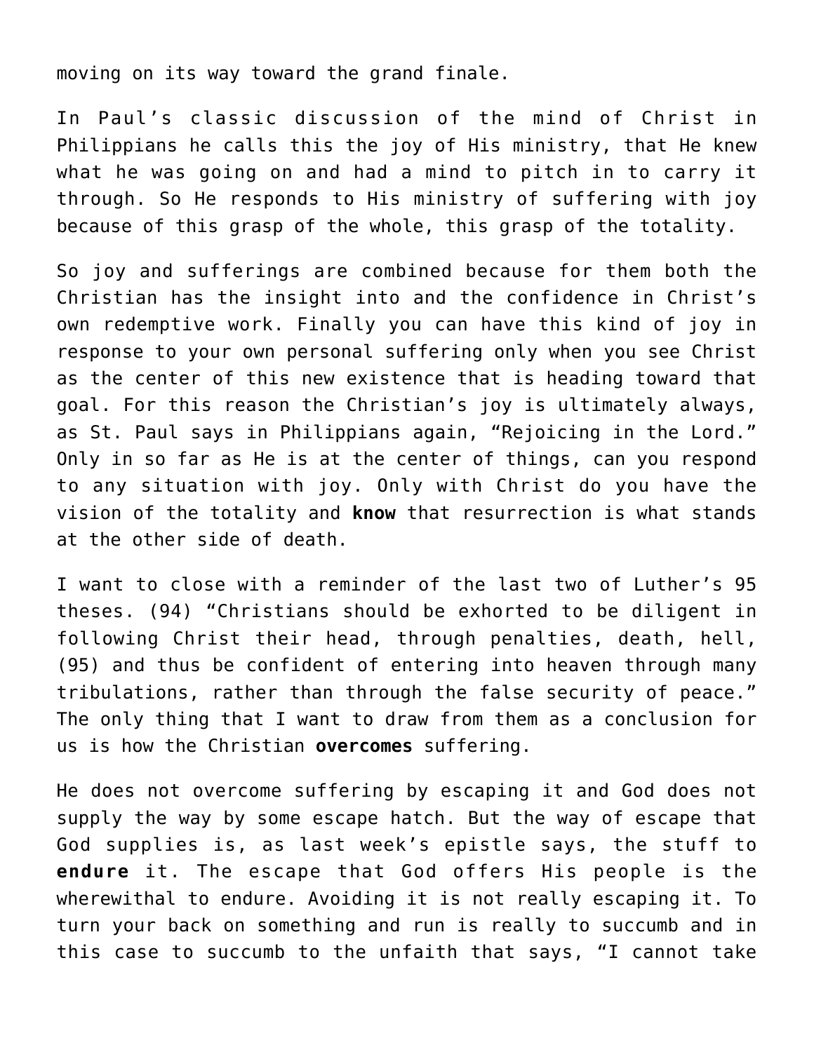moving on its way toward the grand finale.

In Paul's classic discussion of the mind of Christ in Philippians he calls this the joy of His ministry, that He knew what he was going on and had a mind to pitch in to carry it through. So He responds to His ministry of suffering with joy because of this grasp of the whole, this grasp of the totality.

So joy and sufferings are combined because for them both the Christian has the insight into and the confidence in Christ's own redemptive work. Finally you can have this kind of joy in response to your own personal suffering only when you see Christ as the center of this new existence that is heading toward that goal. For this reason the Christian's joy is ultimately always, as St. Paul says in Philippians again, "Rejoicing in the Lord." Only in so far as He is at the center of things, can you respond to any situation with joy. Only with Christ do you have the vision of the totality and **know** that resurrection is what stands at the other side of death.

I want to close with a reminder of the last two of Luther's 95 theses. (94) "Christians should be exhorted to be diligent in following Christ their head, through penalties, death, hell, (95) and thus be confident of entering into heaven through many tribulations, rather than through the false security of peace." The only thing that I want to draw from them as a conclusion for us is how the Christian **overcomes** suffering.

He does not overcome suffering by escaping it and God does not supply the way by some escape hatch. But the way of escape that God supplies is, as last week's epistle says, the stuff to **endure** it. The escape that God offers His people is the wherewithal to endure. Avoiding it is not really escaping it. To turn your back on something and run is really to succumb and in this case to succumb to the unfaith that says, "I cannot take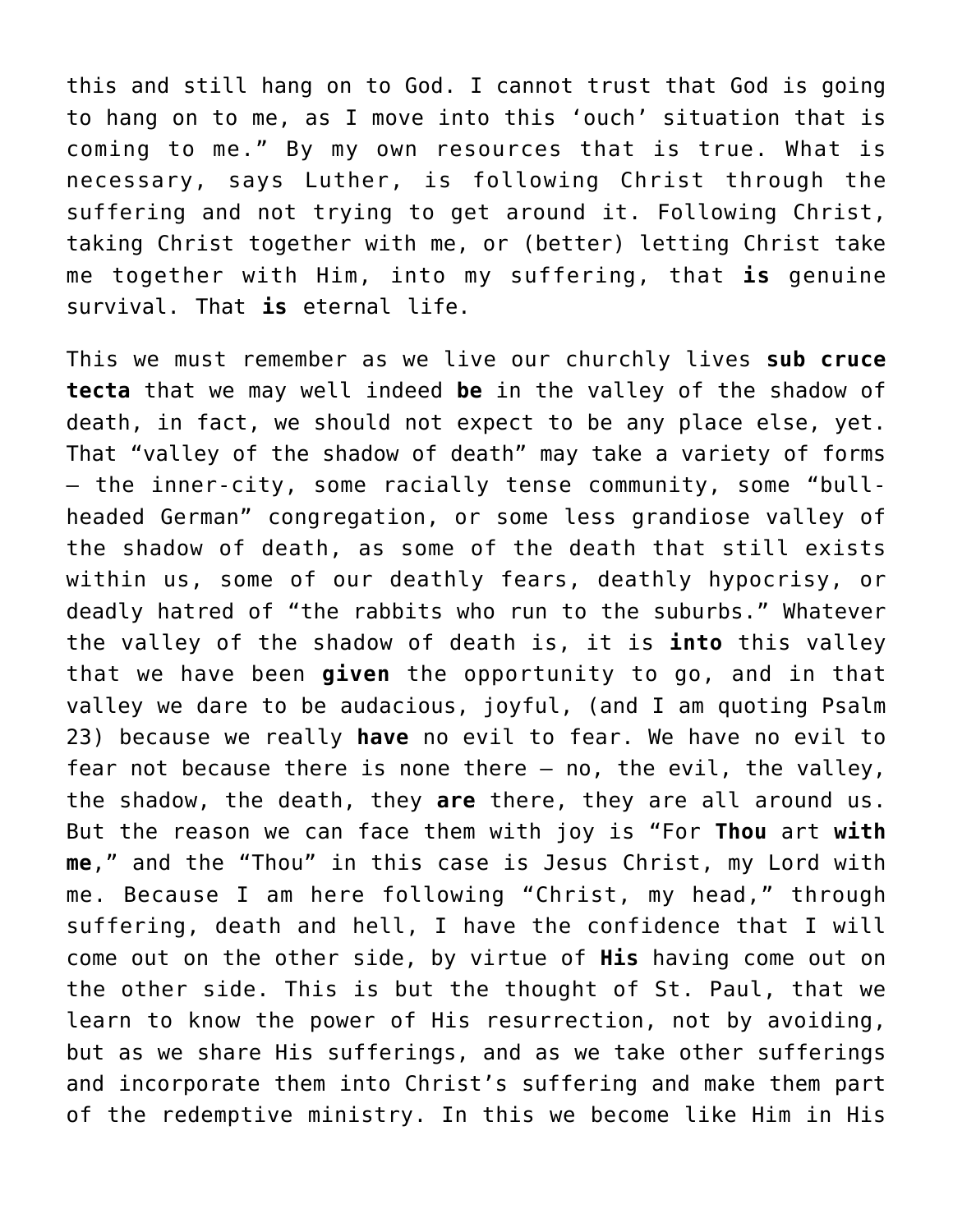this and still hang on to God. I cannot trust that God is going to hang on to me, as I move into this 'ouch' situation that is coming to me." By my own resources that is true. What is necessary, says Luther, is following Christ through the suffering and not trying to get around it. Following Christ, taking Christ together with me, or (better) letting Christ take me together with Him, into my suffering, that **is** genuine survival. That **is** eternal life.

This we must remember as we live our churchly lives **sub cruce tecta** that we may well indeed **be** in the valley of the shadow of death, in fact, we should not expect to be any place else, yet. That "valley of the shadow of death" may take a variety of forms – the inner-city, some racially tense community, some "bull-headed German" congregation, or some less grandiose valley of the shadow of death, as some of the death that still exists within us, some of our deathly fears, deathly hypocrisy, or deadly hatred of "the rabbits who run to the suburbs." Whatever the valley of the shadow of death is, it is **into** this valley that we have been **given** the opportunity to go, and in that valley we dare to be audacious, joyful, (and I am quoting Psalm 23) because we really **have** no evil to fear. We have no evil to fear not because there is none there – no, the evil, the valley, the shadow, the death, they **are** there, they are all around us. But the reason we can face them with joy is "For **Thou** art **with me**," and the "Thou" in this case is Jesus Christ, my Lord with me. Because I am here following "Christ, my head," through suffering, death and hell, I have the confidence that I will come out on the other side, by virtue of **His** having come out on the other side. This is but the thought of St. Paul, that we learn to know the power of His resurrection, not by avoiding, but as we share His sufferings, and as we take other sufferings and incorporate them into Christ's suffering and make them part of the redemptive ministry. In this we become like Him in His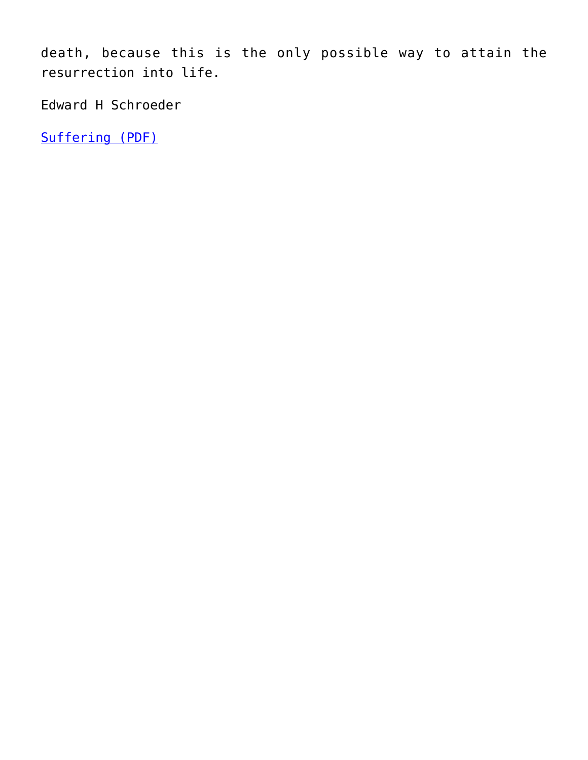death, because this is the only possible way to attain the resurrection into life.

Edward H Schroeder

Suffering (PDF)